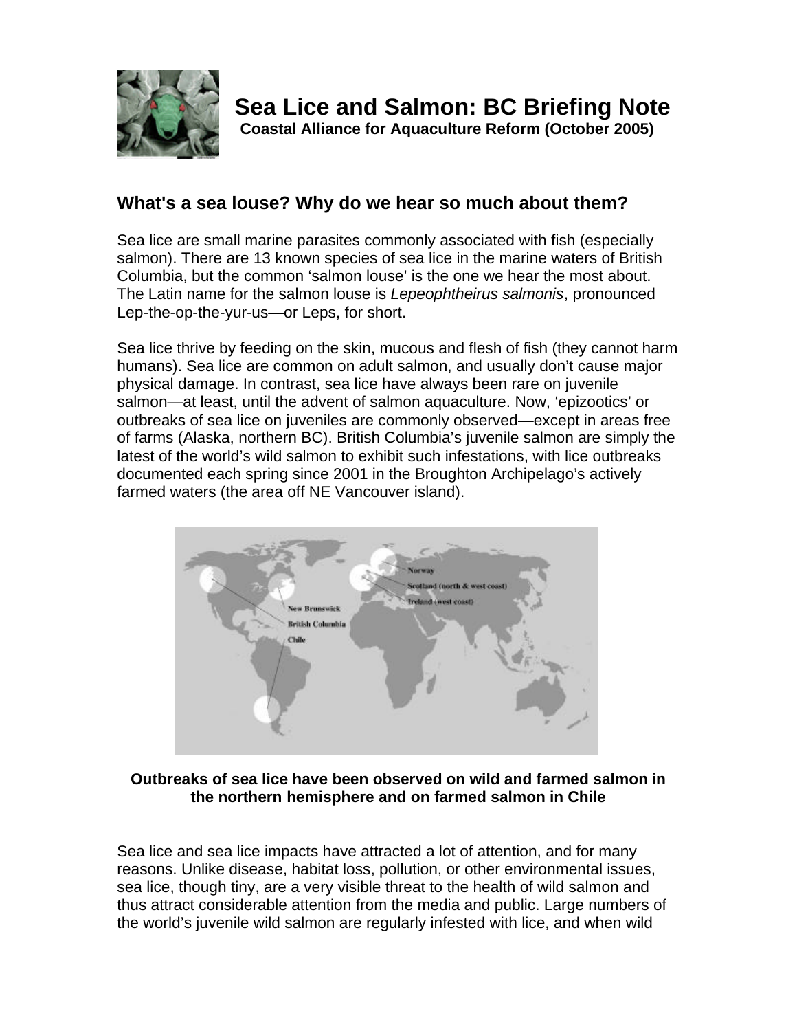# Sea Lice and Salmon: BC Briefing Note

**Coastal Alliance for Aquaculture Reform (October 2005)**

## What's a sea louse? Why do we hear so much about them?

Sea lice are small marine parasites commonly associated with fish (especially salmon). There are 13 known species of sea lice in the marine waters of British Columbia, but the common 'salmon louse' is the one we hear the most about. The Latin name for the salmon louse is *Lepeophtheirus salmonis*, pronounced Lep-the-op-the-yur-us—or Leps, for short.

Sea lice thrive by feeding on the skin, mucous and flesh of fish (they cannot harm humans). Sea lice are common on adult salmon, and usually don't cause major physical damage. In contrast, sea lice have always been rare on juvenile salmon—at least, until the advent of salmon aquaculture. Now, 'epizootics' or outbreaks of sea lice on juveniles are commonly observed—except in areas free of farms (Alaska, northern BC). British Columbia's juvenile salmon are simply the latest of the world's wild salmon to exhibit such infestations, with lice outbreaks documented each spring since 2001 in the Broughton Archipelago's actively farmed waters (the area off NE Vancouver island).

**Outbreaks of sea lice have been observed on wild and farmed salmon in the northern hemisphere and on farmed salmon in Chile**

Sea lice and sea lice impacts have attracted a lot of attention, and for many reasons. Unlike disease, habitat loss, pollution, or other environmental issues, sea lice, though tiny, are a very visible threat to the health of wild salmon and thus attract considerable attention from the media and public. Large numbers of the world's juvenile wild salmon are regularly infested with lice, and when wild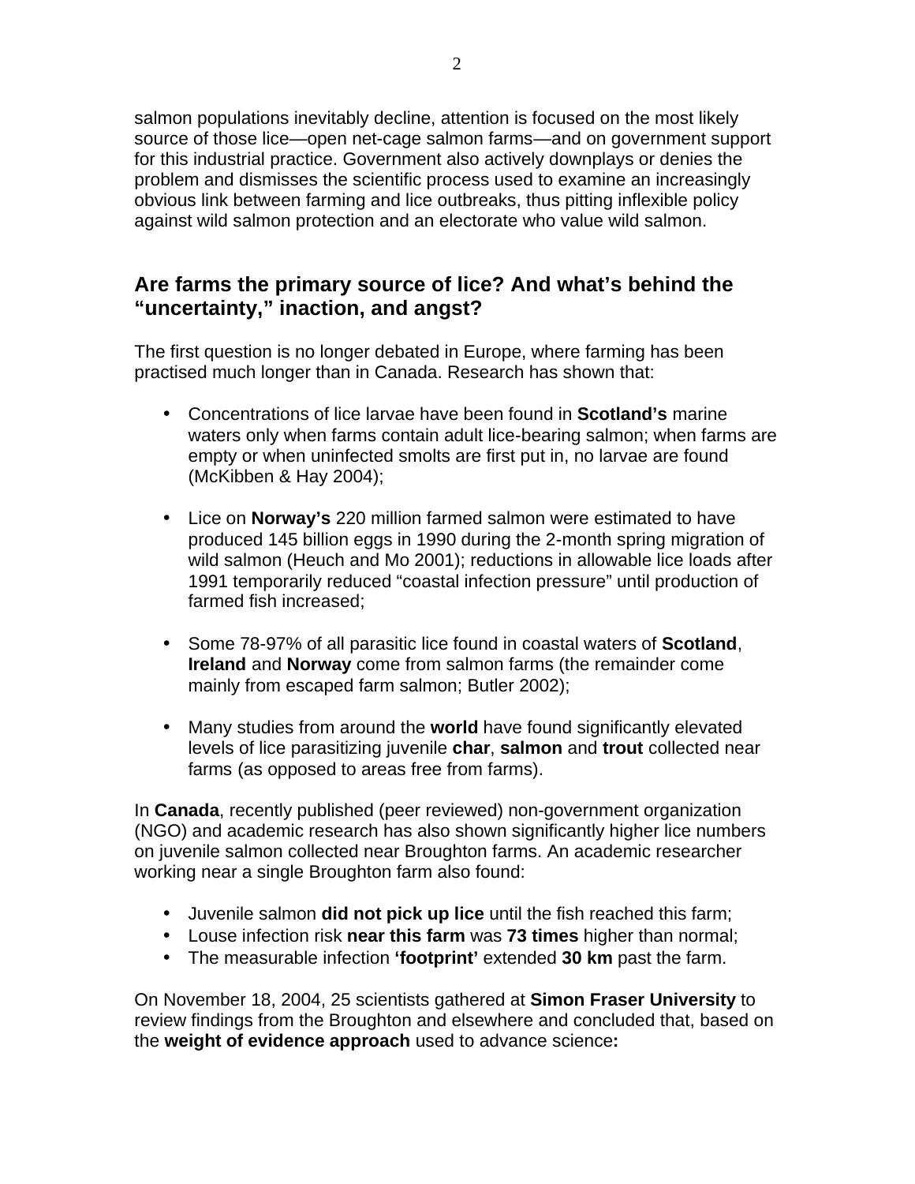salmon populations inevitably decline, attention is focused on the most likely source of those lice—open net-cage salmon farms—and on government support for this industrial practice. Government also actively downplays or denies the problem and dismisses the scientific process used to examine an increasingly obvious link between farming and lice outbreaks, thus pitting inflexible policy against wild salmon protection and an electorate who value wild salmon.

## Are farms the primary source of lice? And what's behind the "uncertainty," inaction, and angst?

The first question is no longer debated in Europe, where farming has been practised much longer than in Canada. Research has shown that:

- Concentrations of lice larvae have been found in **Scotland's** marine waters only when farms contain adult lice-bearing salmon; when farms are empty or when uninfected smolts are first put in, no larvae are found (McKibben & Hay 2004);

- Lice on **Norway's** 220 million farmed salmon were estimated to have produced 145 billion eggs in 1990 during the 2-month spring migration of wild salmon (Heuch and Mo 2001); reductions in allowable lice loads after 1991 temporarily reduced "coastal infection pressure" until production of farmed fish increased;

- Some 78-97% of all parasitic lice found in coastal waters of **Scotland**, **Ireland** and **Norway** come from salmon farms (the remainder come mainly from escaped farm salmon; Butler 2002);

- Many studies from around the **world** have found significantly elevated levels of lice parasitizing juvenile **char**, **salmon** and **trout** collected near farms (as opposed to areas free from farms).

In **Canada**, recently published (peer reviewed) non-government organization (NGO) and academic research has also shown significantly higher lice numbers on juvenile salmon collected near Broughton farms. An academic researcher working near a single Broughton farm also found:

- Juvenile salmon **did not pick up lice** until the fish reached this farm;
- Louse infection risk **near this farm** was **73 times** higher than normal;
- The measurable infection **'footprint'** extended **30 km** past the farm.

On November 18, 2004, 25 scientists gathered at **Simon Fraser University** to review findings from the Broughton and elsewhere and concluded that, based on the **weight of evidence approach** used to advance science**:**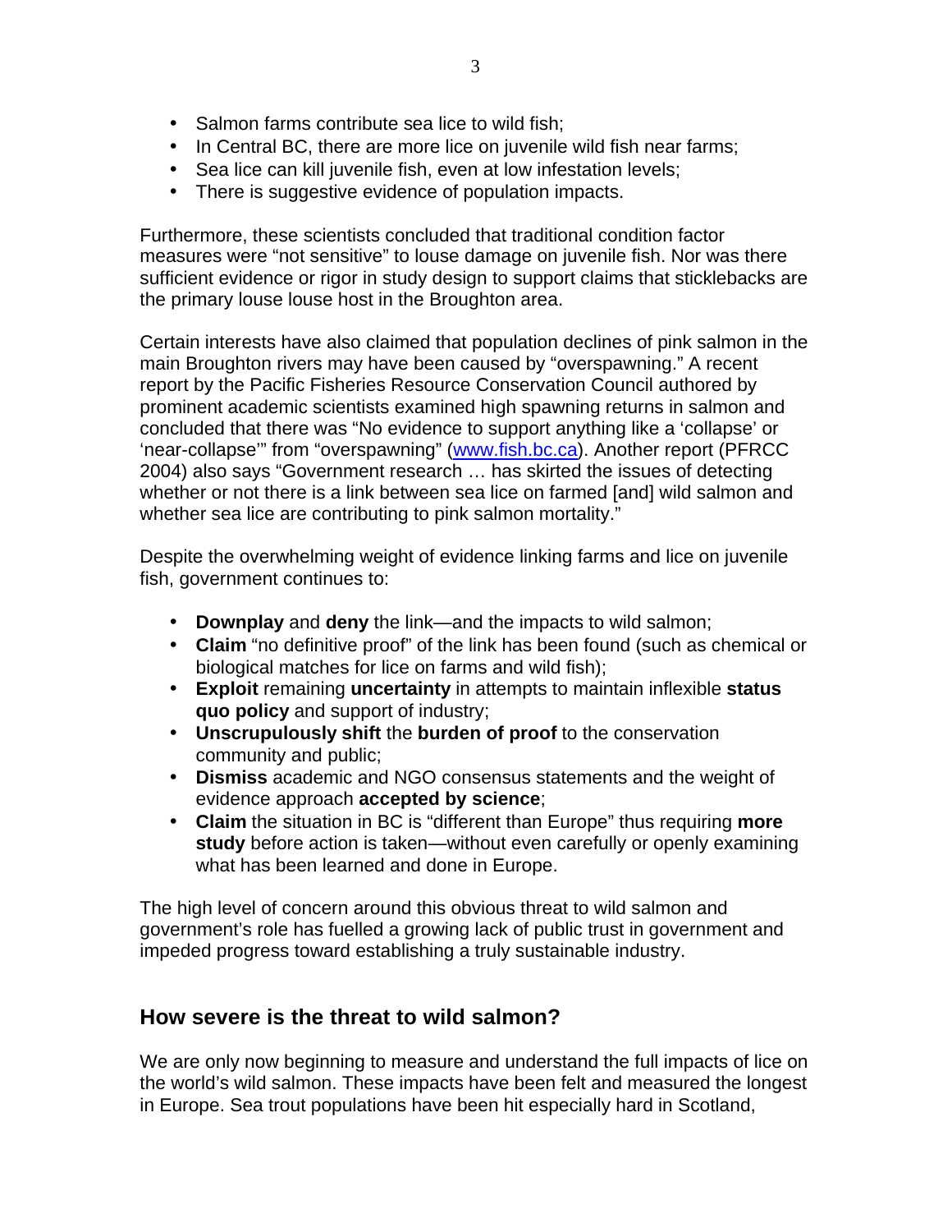- Salmon farms contribute sea lice to wild fish;
- In Central BC, there are more lice on juvenile wild fish near farms;
- Sea lice can kill juvenile fish, even at low infestation levels;
- There is suggestive evidence of population impacts.

Furthermore, these scientists concluded that traditional condition factor measures were "not sensitive" to louse damage on juvenile fish. Nor was there sufficient evidence or rigor in study design to support claims that sticklebacks are the primary louse louse host in the Broughton area.

Certain interests have also claimed that population declines of pink salmon in the main Broughton rivers may have been caused by "overspawning." A recent report by the Pacific Fisheries Resource Conservation Council authored by prominent academic scientists examined high spawning returns in salmon and concluded that there was "No evidence to support anything like a 'collapse' or 'near-collapse'" from "overspawning" (www.fish.bc.ca). Another report (PFRCC 2004) also says "Government research … has skirted the issues of detecting whether or not there is a link between sea lice on farmed [and] wild salmon and whether sea lice are contributing to pink salmon mortality."

Despite the overwhelming weight of evidence linking farms and lice on juvenile fish, government continues to:

- **Downplay** and **deny** the link—and the impacts to wild salmon;
- **Claim** "no definitive proof" of the link has been found (such as chemical or biological matches for lice on farms and wild fish);
- **Exploit** remaining **uncertainty** in attempts to maintain inflexible **status quo policy** and support of industry;
- **Unscrupulously shift** the **burden of proof** to the conservation community and public;
- **Dismiss** academic and NGO consensus statements and the weight of evidence approach **accepted by science**;
- **Claim** the situation in BC is "different than Europe" thus requiring **more study** before action is taken—without even carefully or openly examining what has been learned and done in Europe.

The high level of concern around this obvious threat to wild salmon and government's role has fuelled a growing lack of public trust in government and impeded progress toward establishing a truly sustainable industry.

## How severe is the threat to wild salmon?

We are only now beginning to measure and understand the full impacts of lice on the world's wild salmon. These impacts have been felt and measured the longest in Europe. Sea trout populations have been hit especially hard in Scotland,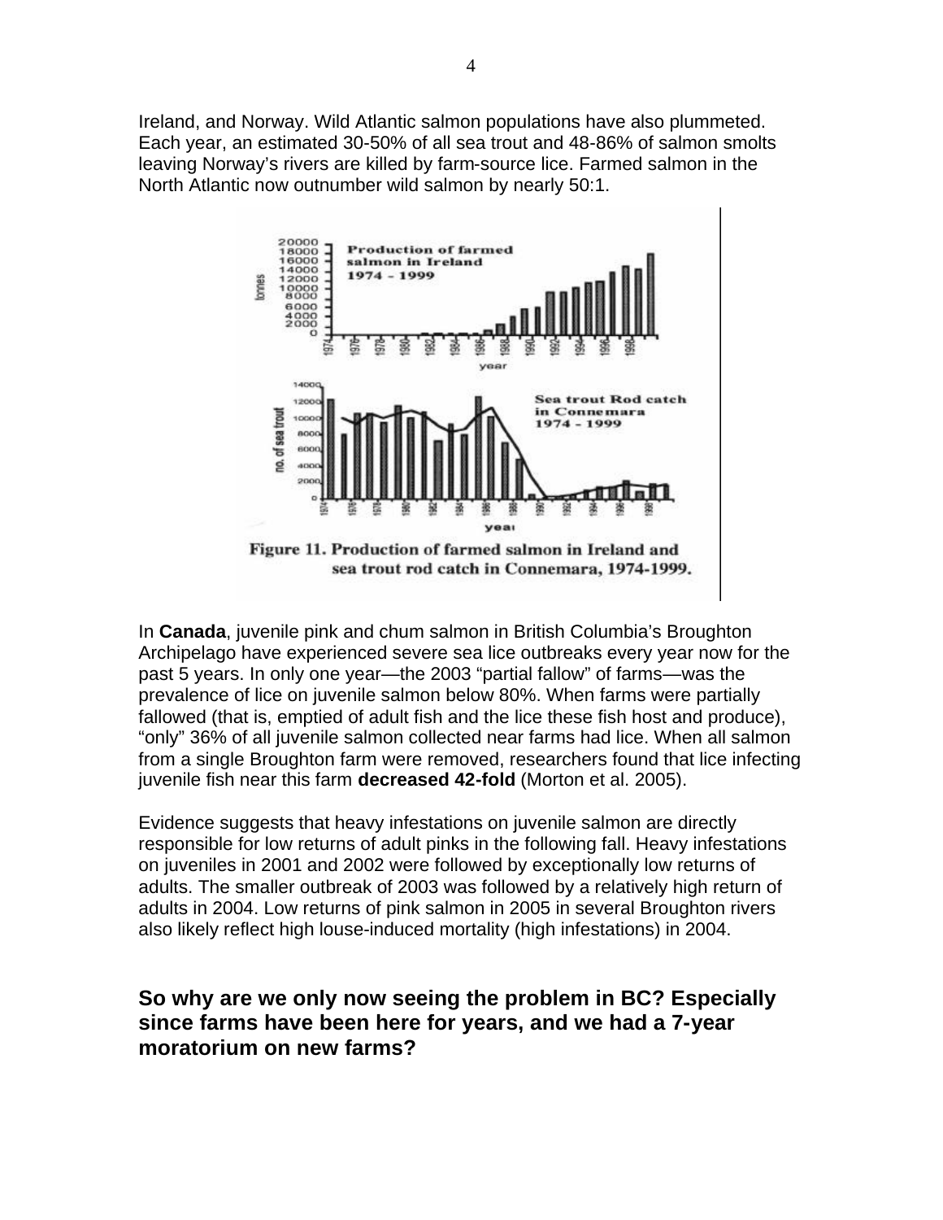Ireland, and Norway. Wild Atlantic salmon populations have also plummeted. Each year, an estimated 30-50% of all sea trout and 48-86% of salmon smolts leaving Norway's rivers are killed by farm-source lice. Farmed salmon in the North Atlantic now outnumber wild salmon by nearly 50:1.

**Figure 11. Production of farmed salmon in Ireland and sea trout rod catch in Connemara, 1974-1999.**

In **Canada**, juvenile pink and chum salmon in British Columbia's Broughton Archipelago have experienced severe sea lice outbreaks every year now for the past 5 years. In only one year—the 2003 "partial fallow" of farms—was the prevalence of lice on juvenile salmon below 80%. When farms were partially fallowed (that is, emptied of adult fish and the lice these fish host and produce), "only" 36% of all juvenile salmon collected near farms had lice. When all salmon from a single Broughton farm were removed, researchers found that lice infecting juvenile fish near this farm **decreased 42-fold** (Morton et al. 2005).

Evidence suggests that heavy infestations on juvenile salmon are directly responsible for low returns of adult pinks in the following fall. Heavy infestations on juveniles in 2001 and 2002 were followed by exceptionally low returns of adults. The smaller outbreak of 2003 was followed by a relatively high return of adults in 2004. Low returns of pink salmon in 2005 in several Broughton rivers also likely reflect high louse-induced mortality (high infestations) in 2004.

## So why are we only now seeing the problem in BC? Especially since farms have been here for years, and we had a 7-year moratorium on new farms?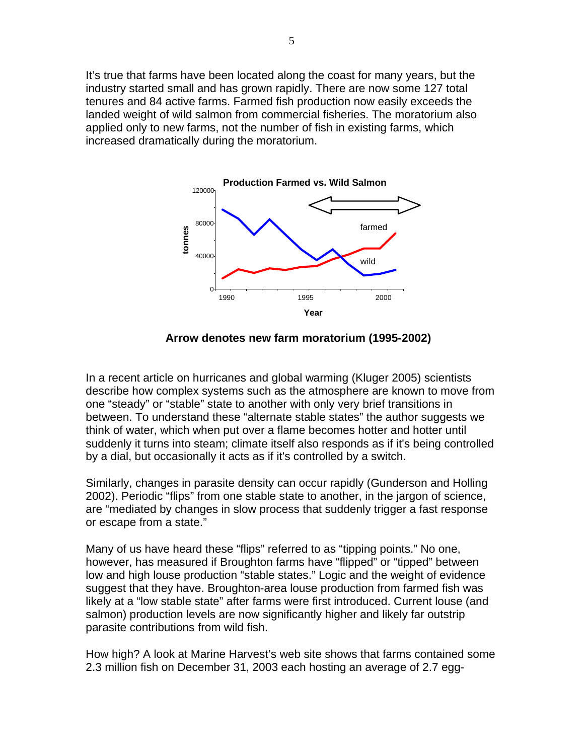It's true that farms have been located along the coast for many years, but the industry started small and has grown rapidly. There are now some 127 total tenures and 84 active farms. Farmed fish production now easily exceeds the landed weight of wild salmon from commercial fisheries. The moratorium also applied only to new farms, not the number of fish in existing farms, which increased dramatically during the moratorium.

**Arrow denotes new farm moratorium (1995-2002)**

In a recent article on hurricanes and global warming (Kluger 2005) scientists describe how complex systems such as the atmosphere are known to move from one "steady" or "stable" state to another with only very brief transitions in between. To understand these "alternate stable states" the author suggests we think of water, which when put over a flame becomes hotter and hotter until suddenly it turns into steam; climate itself also responds as if it's being controlled by a dial, but occasionally it acts as if it's controlled by a switch.

Similarly, changes in parasite density can occur rapidly (Gunderson and Holling 2002). Periodic "flips" from one stable state to another, in the jargon of science, are "mediated by changes in slow process that suddenly trigger a fast response or escape from a state."

Many of us have heard these "flips" referred to as "tipping points." No one, however, has measured if Broughton farms have "flipped" or "tipped" between low and high louse production "stable states." Logic and the weight of evidence suggest that they have. Broughton-area louse production from farmed fish was likely at a "low stable state" after farms were first introduced. Current louse (and salmon) production levels are now significantly higher and likely far outstrip parasite contributions from wild fish.

How high? A look at Marine Harvest's web site shows that farms contained some 2.3 million fish on December 31, 2003 each hosting an average of 2.7 egg-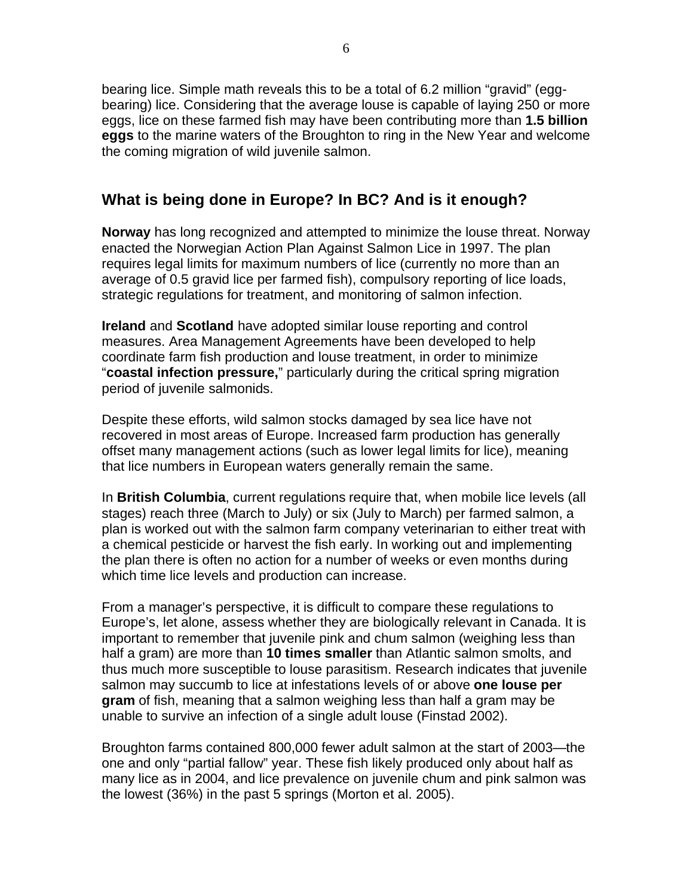bearing lice. Simple math reveals this to be a total of 6.2 million "gravid" (egg-bearing) lice. Considering that the average louse is capable of laying 250 or more eggs, lice on these farmed fish may have been contributing more than **1.5 billion eggs** to the marine waters of the Broughton to ring in the New Year and welcome the coming migration of wild juvenile salmon.

## What is being done in Europe? In BC? And is it enough?

**Norway** has long recognized and attempted to minimize the louse threat. Norway enacted the Norwegian Action Plan Against Salmon Lice in 1997. The plan requires legal limits for maximum numbers of lice (currently no more than an average of 0.5 gravid lice per farmed fish), compulsory reporting of lice loads, strategic regulations for treatment, and monitoring of salmon infection.

**Ireland** and **Scotland** have adopted similar louse reporting and control measures. Area Management Agreements have been developed to help coordinate farm fish production and louse treatment, in order to minimize "**coastal infection pressure,**" particularly during the critical spring migration period of juvenile salmonids.

Despite these efforts, wild salmon stocks damaged by sea lice have not recovered in most areas of Europe. Increased farm production has generally offset many management actions (such as lower legal limits for lice), meaning that lice numbers in European waters generally remain the same.

In **British Columbia**, current regulations require that, when mobile lice levels (all stages) reach three (March to July) or six (July to March) per farmed salmon, a plan is worked out with the salmon farm company veterinarian to either treat with a chemical pesticide or harvest the fish early. In working out and implementing the plan there is often no action for a number of weeks or even months during which time lice levels and production can increase.

From a manager's perspective, it is difficult to compare these regulations to Europe's, let alone, assess whether they are biologically relevant in Canada. It is important to remember that juvenile pink and chum salmon (weighing less than half a gram) are more than **10 times smaller** than Atlantic salmon smolts, and thus much more susceptible to louse parasitism. Research indicates that juvenile salmon may succumb to lice at infestations levels of or above **one louse per gram** of fish, meaning that a salmon weighing less than half a gram may be unable to survive an infection of a single adult louse (Finstad 2002).

Broughton farms contained 800,000 fewer adult salmon at the start of 2003—the one and only "partial fallow" year. These fish likely produced only about half as many lice as in 2004, and lice prevalence on juvenile chum and pink salmon was the lowest (36%) in the past 5 springs (Morton et al. 2005).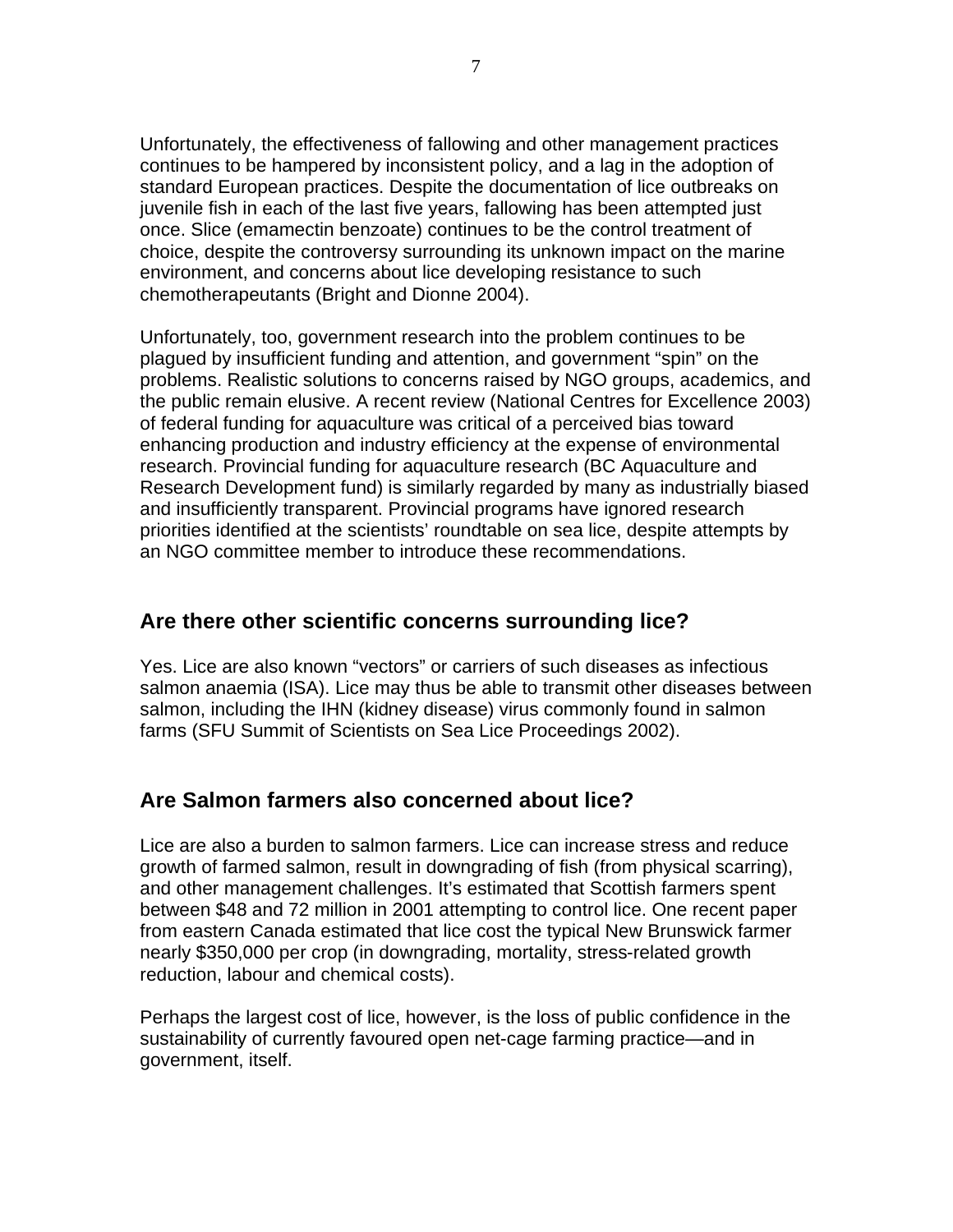Unfortunately, the effectiveness of fallowing and other management practices continues to be hampered by inconsistent policy, and a lag in the adoption of standard European practices. Despite the documentation of lice outbreaks on juvenile fish in each of the last five years, fallowing has been attempted just once. Slice (emamectin benzoate) continues to be the control treatment of choice, despite the controversy surrounding its unknown impact on the marine environment, and concerns about lice developing resistance to such chemotherapeutants (Bright and Dionne 2004).

Unfortunately, too, government research into the problem continues to be plagued by insufficient funding and attention, and government "spin" on the problems. Realistic solutions to concerns raised by NGO groups, academics, and the public remain elusive. A recent review (National Centres for Excellence 2003) of federal funding for aquaculture was critical of a perceived bias toward enhancing production and industry efficiency at the expense of environmental research. Provincial funding for aquaculture research (BC Aquaculture and Research Development fund) is similarly regarded by many as industrially biased and insufficiently transparent. Provincial programs have ignored research priorities identified at the scientists' roundtable on sea lice, despite attempts by an NGO committee member to introduce these recommendations.

## Are there other scientific concerns surrounding lice?

Yes. Lice are also known "vectors" or carriers of such diseases as infectious salmon anaemia (ISA). Lice may thus be able to transmit other diseases between salmon, including the IHN (kidney disease) virus commonly found in salmon farms (SFU Summit of Scientists on Sea Lice Proceedings 2002).

## Are Salmon farmers also concerned about lice?

Lice are also a burden to salmon farmers. Lice can increase stress and reduce growth of farmed salmon, result in downgrading of fish (from physical scarring), and other management challenges. It's estimated that Scottish farmers spent between $48 and 72 million in 2001 attempting to control lice. One recent paper from eastern Canada estimated that lice cost the typical New Brunswick farmer nearly $350,000 per crop (in downgrading, mortality, stress-related growth reduction, labour and chemical costs).

Perhaps the largest cost of lice, however, is the loss of public confidence in the sustainability of currently favoured open net-cage farming practice—and in government, itself.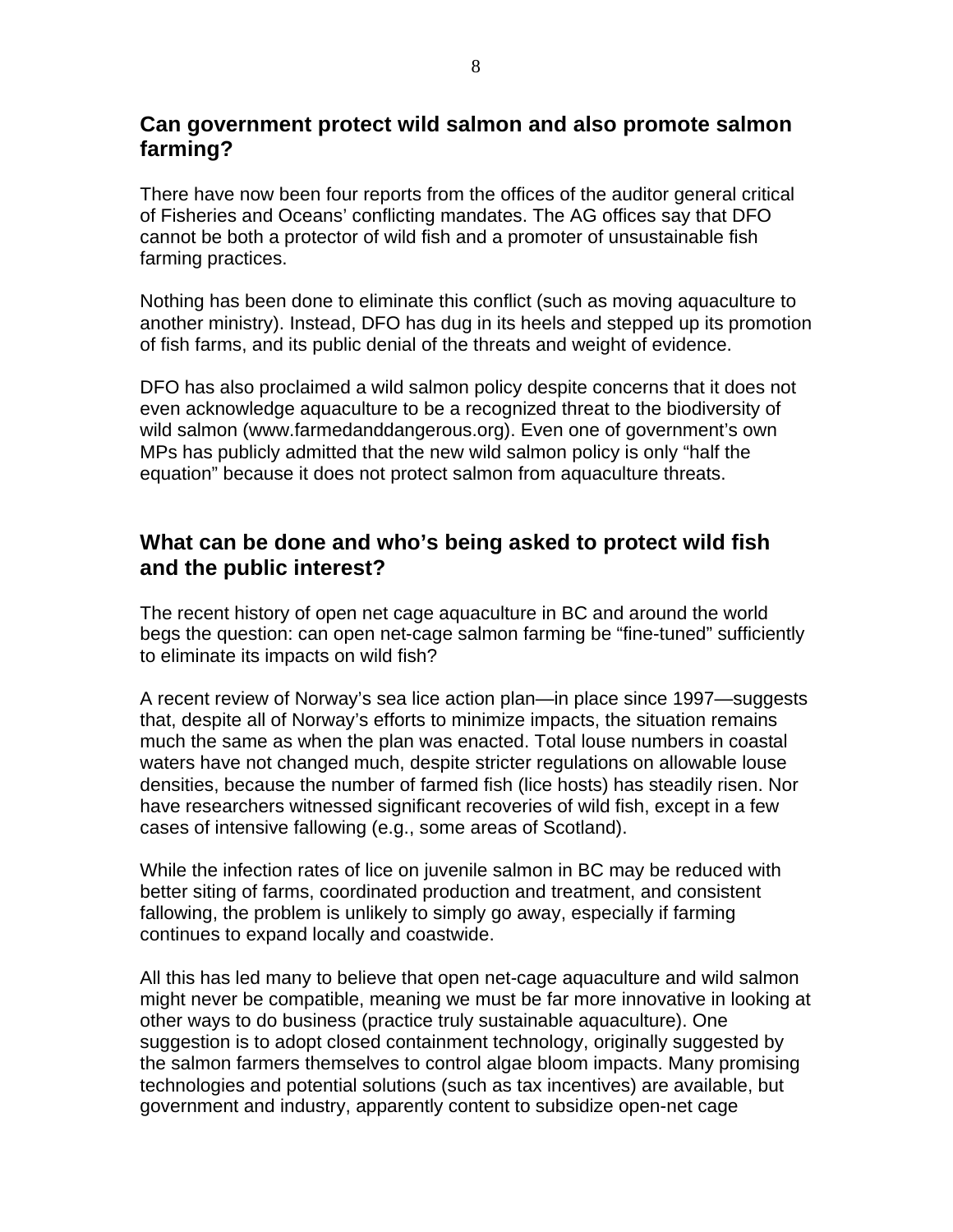## Can government protect wild salmon and also promote salmon farming?

There have now been four reports from the offices of the auditor general critical of Fisheries and Oceans' conflicting mandates. The AG offices say that DFO cannot be both a protector of wild fish and a promoter of unsustainable fish farming practices.

Nothing has been done to eliminate this conflict (such as moving aquaculture to another ministry). Instead, DFO has dug in its heels and stepped up its promotion of fish farms, and its public denial of the threats and weight of evidence.

DFO has also proclaimed a wild salmon policy despite concerns that it does not even acknowledge aquaculture to be a recognized threat to the biodiversity of wild salmon (www.farmedanddangerous.org). Even one of government's own MPs has publicly admitted that the new wild salmon policy is only "half the equation" because it does not protect salmon from aquaculture threats.

## What can be done and who's being asked to protect wild fish and the public interest?

The recent history of open net cage aquaculture in BC and around the world begs the question: can open net-cage salmon farming be "fine-tuned" sufficiently to eliminate its impacts on wild fish?

A recent review of Norway's sea lice action plan—in place since 1997—suggests that, despite all of Norway's efforts to minimize impacts, the situation remains much the same as when the plan was enacted. Total louse numbers in coastal waters have not changed much, despite stricter regulations on allowable louse densities, because the number of farmed fish (lice hosts) has steadily risen. Nor have researchers witnessed significant recoveries of wild fish, except in a few cases of intensive fallowing (e.g., some areas of Scotland).

While the infection rates of lice on juvenile salmon in BC may be reduced with better siting of farms, coordinated production and treatment, and consistent fallowing, the problem is unlikely to simply go away, especially if farming continues to expand locally and coastwide.

All this has led many to believe that open net-cage aquaculture and wild salmon might never be compatible, meaning we must be far more innovative in looking at other ways to do business (practice truly sustainable aquaculture). One suggestion is to adopt closed containment technology, originally suggested by the salmon farmers themselves to control algae bloom impacts. Many promising technologies and potential solutions (such as tax incentives) are available, but government and industry, apparently content to subsidize open-net cage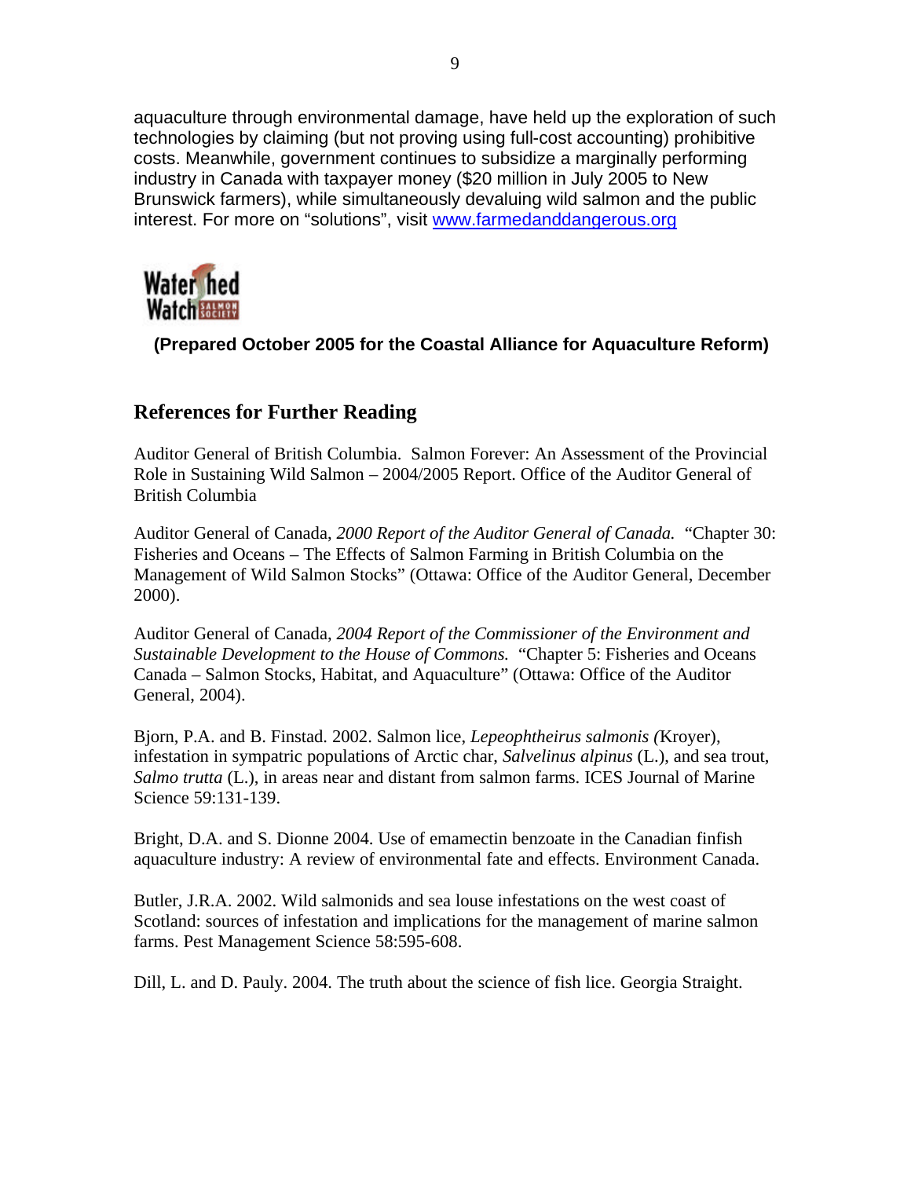aquaculture through environmental damage, have held up the exploration of such technologies by claiming (but not proving using full-cost accounting) prohibitive costs. Meanwhile, government continues to subsidize a marginally performing industry in Canada with taxpayer money ($20 million in July 2005 to New Brunswick farmers), while simultaneously devaluing wild salmon and the public interest. For more on "solutions", visit [www.farmedanddangerous.org](http://www.farmedanddangerous.org)

**(Prepared October 2005 for the Coastal Alliance for Aquaculture Reform)**

## References for Further Reading

Auditor General of British Columbia. Salmon Forever: An Assessment of the Provincial Role in Sustaining Wild Salmon – 2004/2005 Report. Office of the Auditor General of British Columbia

Auditor General of Canada, *2000 Report of the Auditor General of Canada.* "Chapter 30: Fisheries and Oceans – The Effects of Salmon Farming in British Columbia on the Management of Wild Salmon Stocks" (Ottawa: Office of the Auditor General, December 2000).

Auditor General of Canada, *2004 Report of the Commissioner of the Environment and Sustainable Development to the House of Commons.* "Chapter 5: Fisheries and Oceans Canada – Salmon Stocks, Habitat, and Aquaculture" (Ottawa: Office of the Auditor General, 2004).

Bjorn, P.A. and B. Finstad. 2002. Salmon lice, *Lepeophtheirus salmonis (*Kroyer), infestation in sympatric populations of Arctic char, *Salvelinus alpinus* (L.), and sea trout, *Salmo trutta* (L.), in areas near and distant from salmon farms. ICES Journal of Marine Science 59:131-139.

Bright, D.A. and S. Dionne 2004. Use of emamectin benzoate in the Canadian finfish aquaculture industry: A review of environmental fate and effects. Environment Canada.

Butler, J.R.A. 2002. Wild salmonids and sea louse infestations on the west coast of Scotland: sources of infestation and implications for the management of marine salmon farms. Pest Management Science 58:595-608.

Dill, L. and D. Pauly. 2004. The truth about the science of fish lice. Georgia Straight.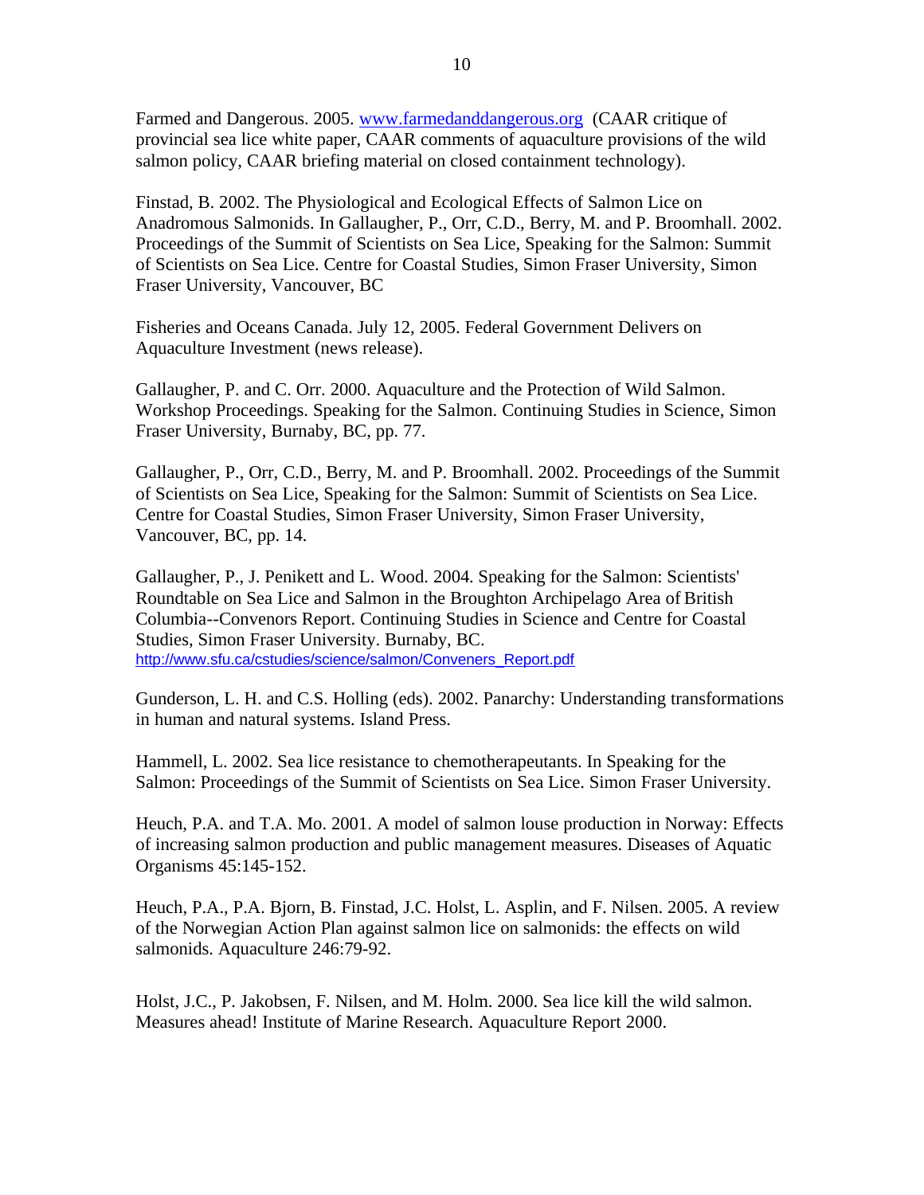Farmed and Dangerous. 2005. www.farmedanddangerous.org (CAAR critique of provincial sea lice white paper, CAAR comments of aquaculture provisions of the wild salmon policy, CAAR briefing material on closed containment technology).

Finstad, B. 2002. The Physiological and Ecological Effects of Salmon Lice on Anadromous Salmonids. In Gallaugher, P., Orr, C.D., Berry, M. and P. Broomhall. 2002. Proceedings of the Summit of Scientists on Sea Lice, Speaking for the Salmon: Summit of Scientists on Sea Lice. Centre for Coastal Studies, Simon Fraser University, Simon Fraser University, Vancouver, BC

Fisheries and Oceans Canada. July 12, 2005. Federal Government Delivers on Aquaculture Investment (news release).

Gallaugher, P. and C. Orr. 2000. Aquaculture and the Protection of Wild Salmon. Workshop Proceedings. Speaking for the Salmon. Continuing Studies in Science, Simon Fraser University, Burnaby, BC, pp. 77.

Gallaugher, P., Orr, C.D., Berry, M. and P. Broomhall. 2002. Proceedings of the Summit of Scientists on Sea Lice, Speaking for the Salmon: Summit of Scientists on Sea Lice. Centre for Coastal Studies, Simon Fraser University, Simon Fraser University, Vancouver, BC, pp. 14.

Gallaugher, P., J. Penikett and L. Wood. 2004. Speaking for the Salmon: Scientists' Roundtable on Sea Lice and Salmon in the Broughton Archipelago Area of British Columbia--Convenors Report. Continuing Studies in Science and Centre for Coastal Studies, Simon Fraser University. Burnaby, BC. http://www.sfu.ca/cstudies/science/salmon/Conveners_Report.pdf

Gunderson, L. H. and C.S. Holling (eds). 2002. Panarchy: Understanding transformations in human and natural systems. Island Press.

Hammell, L. 2002. Sea lice resistance to chemotherapeutants. In Speaking for the Salmon: Proceedings of the Summit of Scientists on Sea Lice. Simon Fraser University.

Heuch, P.A. and T.A. Mo. 2001. A model of salmon louse production in Norway: Effects of increasing salmon production and public management measures. Diseases of Aquatic Organisms 45:145-152.

Heuch, P.A., P.A. Bjorn, B. Finstad, J.C. Holst, L. Asplin, and F. Nilsen. 2005. A review of the Norwegian Action Plan against salmon lice on salmonids: the effects on wild salmonids. Aquaculture 246:79-92.

Holst, J.C., P. Jakobsen, F. Nilsen, and M. Holm. 2000. Sea lice kill the wild salmon. Measures ahead! Institute of Marine Research. Aquaculture Report 2000.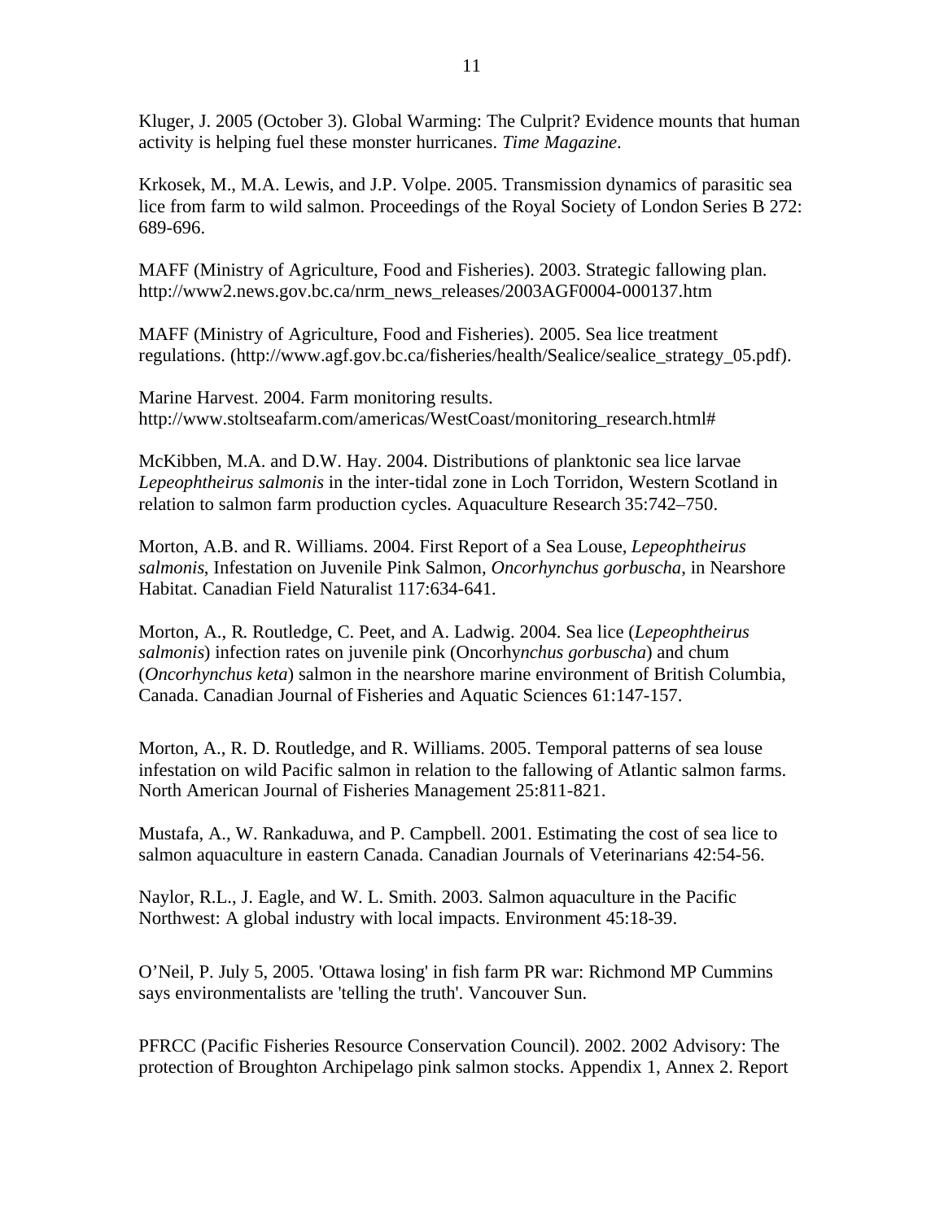Kluger, J. 2005 (October 3). Global Warming: The Culprit? Evidence mounts that human activity is helping fuel these monster hurricanes. *Time Magazine*.

Krkosek, M., M.A. Lewis, and J.P. Volpe. 2005. Transmission dynamics of parasitic sea lice from farm to wild salmon. Proceedings of the Royal Society of London Series B 272: 689-696.

MAFF (Ministry of Agriculture, Food and Fisheries). 2003. Strategic fallowing plan. http://www2.news.gov.bc.ca/nrm_news_releases/2003AGF0004-000137.htm

MAFF (Ministry of Agriculture, Food and Fisheries). 2005. Sea lice treatment regulations. (http://www.agf.gov.bc.ca/fisheries/health/Sealice/sealice_strategy_05.pdf).

Marine Harvest. 2004. Farm monitoring results. http://www.stoltseafarm.com/americas/WestCoast/monitoring_research.html#

McKibben, M.A. and D.W. Hay. 2004. Distributions of planktonic sea lice larvae *Lepeophtheirus salmonis* in the inter-tidal zone in Loch Torridon, Western Scotland in relation to salmon farm production cycles. Aquaculture Research 35:742–750.

Morton, A.B. and R. Williams. 2004. First Report of a Sea Louse, *Lepeophtheirus salmonis*, Infestation on Juvenile Pink Salmon, *Oncorhynchus gorbuscha*, in Nearshore Habitat. Canadian Field Naturalist 117:634-641.

Morton, A., R. Routledge, C. Peet, and A. Ladwig. 2004. Sea lice (*Lepeophtheirus salmonis*) infection rates on juvenile pink (Oncorhy*nchus gorbuscha*) and chum (*Oncorhynchus keta*) salmon in the nearshore marine environment of British Columbia, Canada. Canadian Journal of Fisheries and Aquatic Sciences 61:147-157.

Morton, A., R. D. Routledge, and R. Williams. 2005. Temporal patterns of sea louse infestation on wild Pacific salmon in relation to the fallowing of Atlantic salmon farms. North American Journal of Fisheries Management 25:811-821.

Mustafa, A., W. Rankaduwa, and P. Campbell. 2001. Estimating the cost of sea lice to salmon aquaculture in eastern Canada. Canadian Journals of Veterinarians 42:54-56.

Naylor, R.L., J. Eagle, and W. L. Smith. 2003. Salmon aquaculture in the Pacific Northwest: A global industry with local impacts. Environment 45:18-39.

O'Neil, P. July 5, 2005. 'Ottawa losing' in fish farm PR war: Richmond MP Cummins says environmentalists are 'telling the truth'. Vancouver Sun.

PFRCC (Pacific Fisheries Resource Conservation Council). 2002. 2002 Advisory: The protection of Broughton Archipelago pink salmon stocks. Appendix 1, Annex 2. Report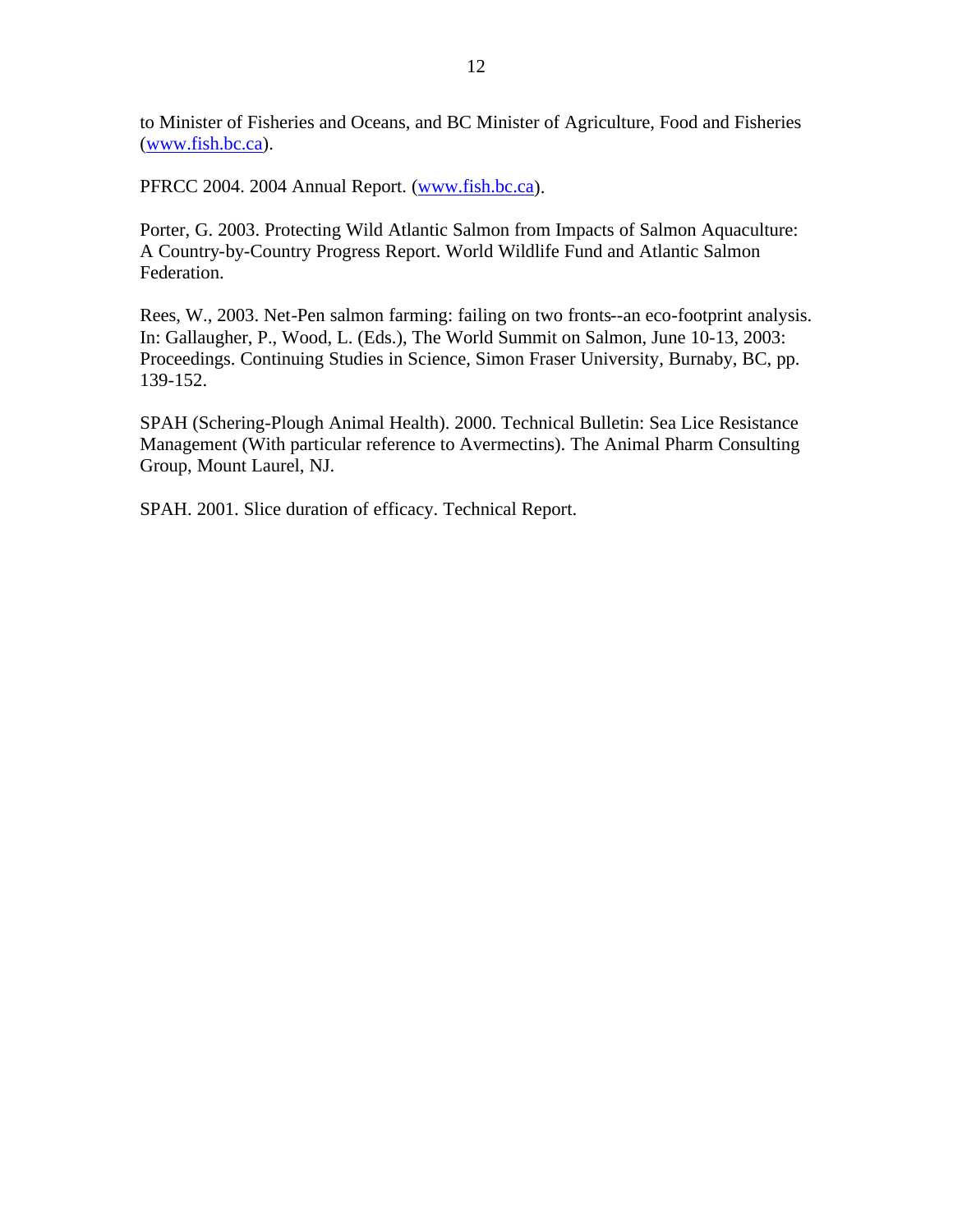to Minister of Fisheries and Oceans, and BC Minister of Agriculture, Food and Fisheries (www.fish.bc.ca).

PFRCC 2004. 2004 Annual Report. (www.fish.bc.ca).

Porter, G. 2003. Protecting Wild Atlantic Salmon from Impacts of Salmon Aquaculture: A Country-by-Country Progress Report. World Wildlife Fund and Atlantic Salmon Federation.

Rees, W., 2003. Net-Pen salmon farming: failing on two fronts--an eco-footprint analysis. In: Gallaugher, P., Wood, L. (Eds.), The World Summit on Salmon, June 10-13, 2003: Proceedings. Continuing Studies in Science, Simon Fraser University, Burnaby, BC, pp. 139-152.

SPAH (Schering-Plough Animal Health). 2000. Technical Bulletin: Sea Lice Resistance Management (With particular reference to Avermectins). The Animal Pharm Consulting Group, Mount Laurel, NJ.

SPAH. 2001. Slice duration of efficacy. Technical Report.